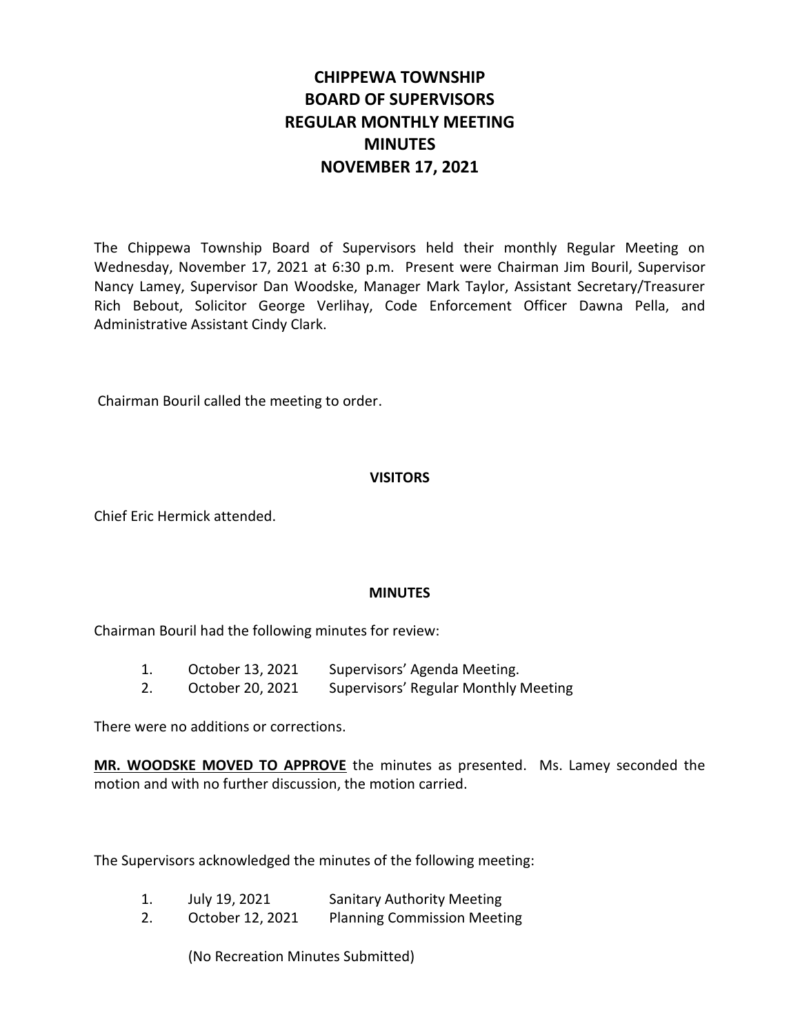# CHIPPEWA TOWNSHIP
# BOARD OF SUPERVISORS
# REGULAR MONTHLY MEETING
# MINUTES
# NOVEMBER 17, 2021

The Chippewa Township Board of Supervisors held their monthly Regular Meeting on Wednesday, November 17, 2021 at 6:30 p.m. Present were Chairman Jim Bouril, Supervisor Nancy Lamey, Supervisor Dan Woodske, Manager Mark Taylor, Assistant Secretary/Treasurer Rich Bebout, Solicitor George Verlihay, Code Enforcement Officer Dawna Pella, and Administrative Assistant Cindy Clark.

Chairman Bouril called the meeting to order.

## VISITORS

Chief Eric Hermick attended.

## MINUTES

Chairman Bouril had the following minutes for review:

1. October 13, 2021 Supervisors' Agenda Meeting.
2. October 20, 2021 Supervisors' Regular Monthly Meeting

There were no additions or corrections.

**MR. WOODSKE MOVED TO APPROVE** the minutes as presented. Ms. Lamey seconded the motion and with no further discussion, the motion carried.

The Supervisors acknowledged the minutes of the following meeting:

1. July 19, 2021 Sanitary Authority Meeting
2. October 12, 2021 Planning Commission Meeting

(No Recreation Minutes Submitted)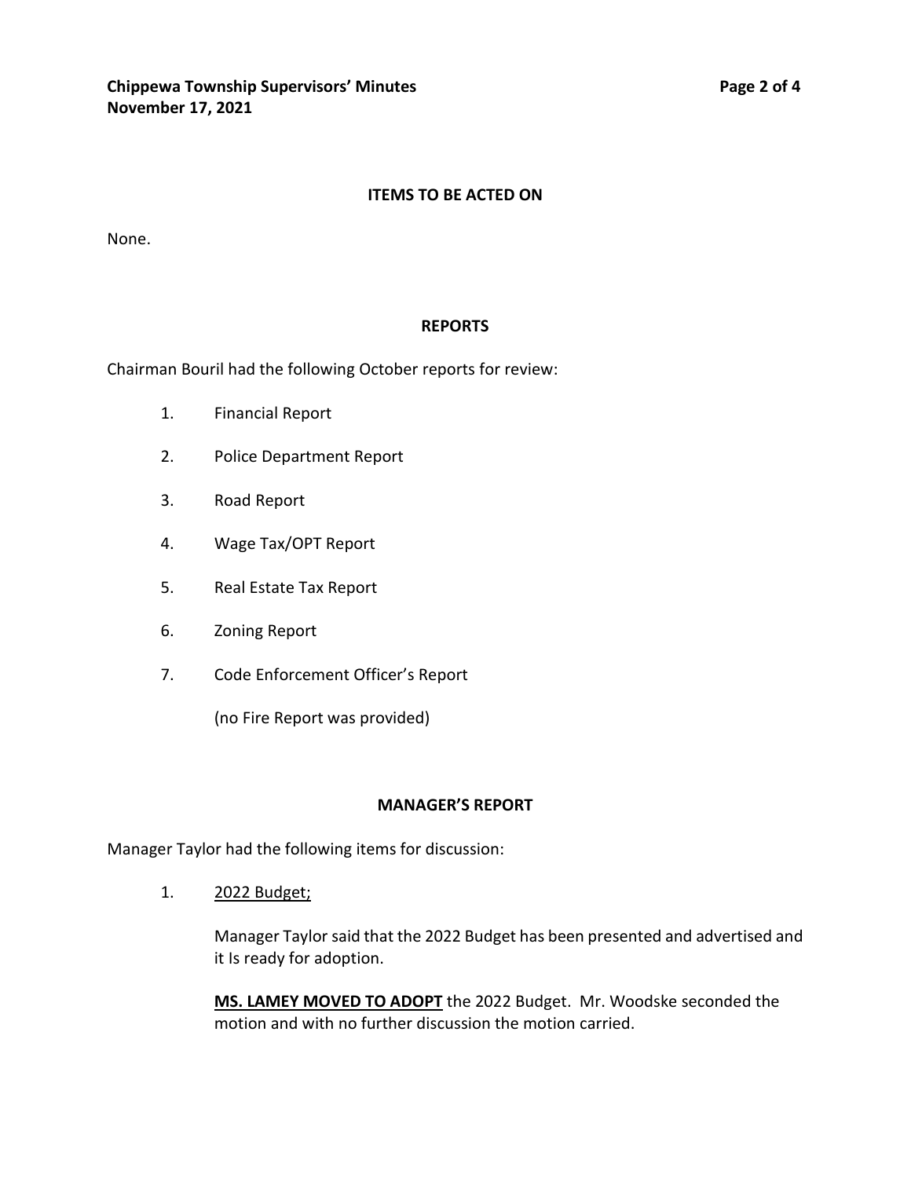## ITEMS TO BE ACTED ON

None.

## REPORTS

Chairman Bouril had the following October reports for review:

1. Financial Report
2. Police Department Report
3. Road Report
4. Wage Tax/OPT Report
5. Real Estate Tax Report
6. Zoning Report
7. Code Enforcement Officer's Report

   (no Fire Report was provided)

## MANAGER'S REPORT

Manager Taylor had the following items for discussion:

1. <u>2022 Budget;</u>

   Manager Taylor said that the 2022 Budget has been presented and advertised and it Is ready for adoption.

   **<u>MS. LAMEY MOVED TO ADOPT</u>** the 2022 Budget. Mr. Woodske seconded the motion and with no further discussion the motion carried.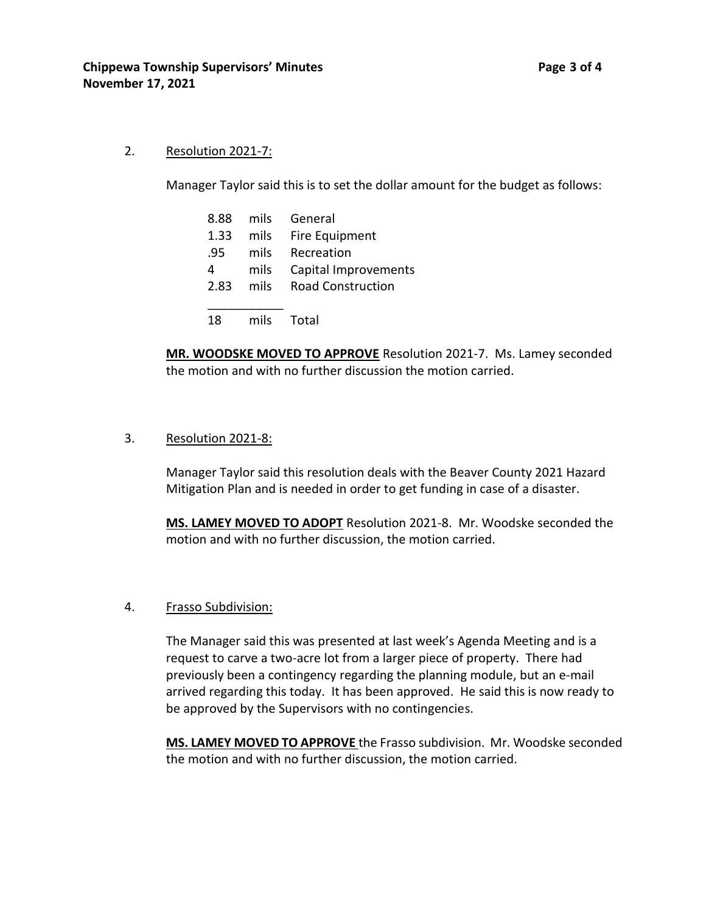2. Resolution 2021-7:

   Manager Taylor said this is to set the dollar amount for the budget as follows:

| | | |
|---|---|---|
| 8.88 | mils | General |
| 1.33 | mils | Fire Equipment |
| .95 | mils | Recreation |
| 4 | mils | Capital Improvements |
| 2.83 | mils | Road Construction |
| 18 | mils | Total |

   **MR. WOODSKE MOVED TO APPROVE** Resolution 2021-7. Ms. Lamey seconded the motion and with no further discussion the motion carried.

3. Resolution 2021-8:

   Manager Taylor said this resolution deals with the Beaver County 2021 Hazard Mitigation Plan and is needed in order to get funding in case of a disaster.

   **MS. LAMEY MOVED TO ADOPT** Resolution 2021-8. Mr. Woodske seconded the motion and with no further discussion, the motion carried.

4. Frasso Subdivision:

   The Manager said this was presented at last week's Agenda Meeting and is a request to carve a two-acre lot from a larger piece of property. There had previously been a contingency regarding the planning module, but an e-mail arrived regarding this today. It has been approved. He said this is now ready to be approved by the Supervisors with no contingencies.

   **MS. LAMEY MOVED TO APPROVE** the Frasso subdivision. Mr. Woodske seconded the motion and with no further discussion, the motion carried.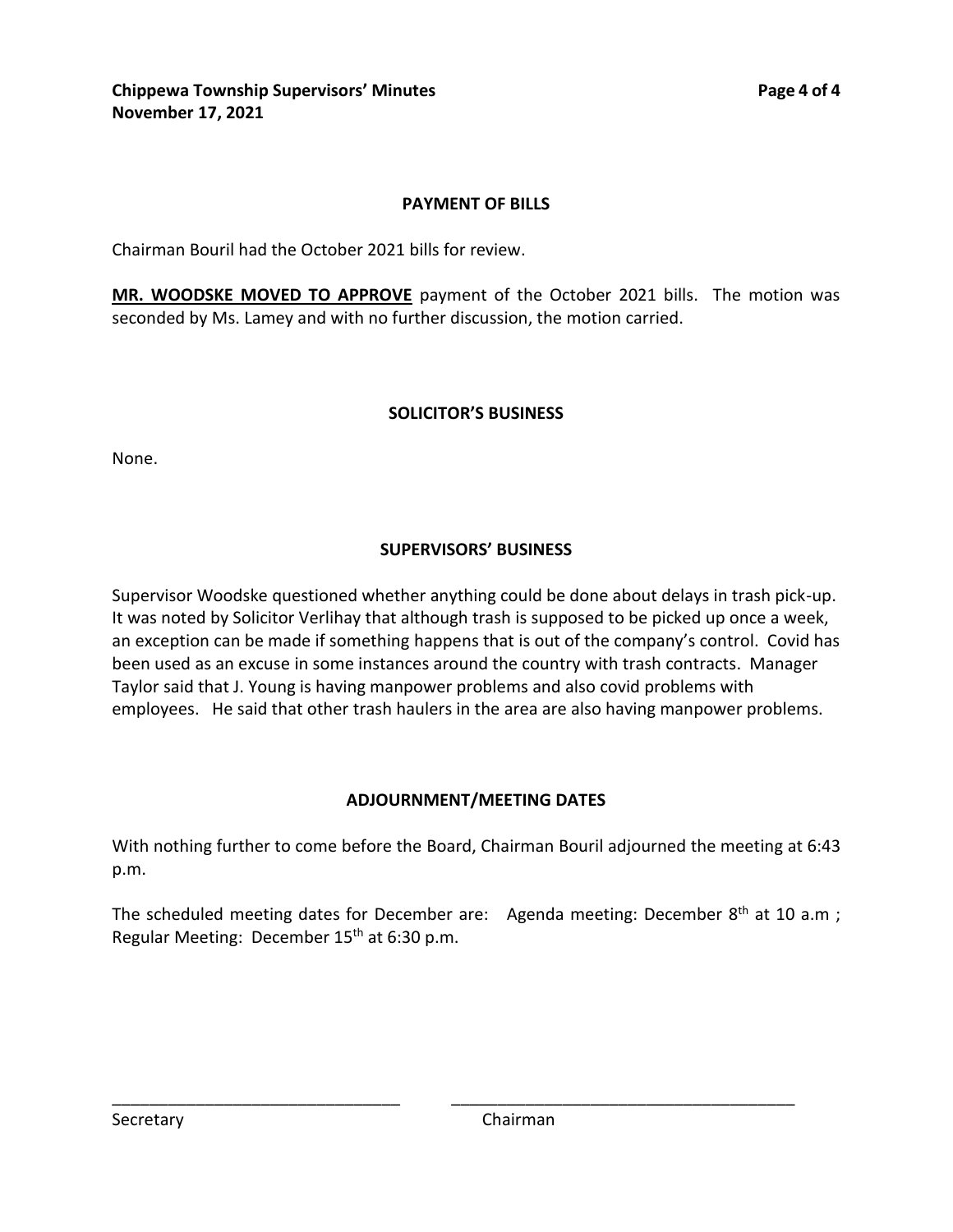## PAYMENT OF BILLS

Chairman Bouril had the October 2021 bills for review.

**MR. WOODSKE MOVED TO APPROVE** payment of the October 2021 bills. The motion was seconded by Ms. Lamey and with no further discussion, the motion carried.

## SOLICITOR'S BUSINESS

None.

## SUPERVISORS' BUSINESS

Supervisor Woodske questioned whether anything could be done about delays in trash pick-up. It was noted by Solicitor Verlihay that although trash is supposed to be picked up once a week, an exception can be made if something happens that is out of the company's control. Covid has been used as an excuse in some instances around the country with trash contracts. Manager Taylor said that J. Young is having manpower problems and also covid problems with employees. He said that other trash haulers in the area are also having manpower problems.

## ADJOURNMENT/MEETING DATES

With nothing further to come before the Board, Chairman Bouril adjourned the meeting at 6:43 p.m.

The scheduled meeting dates for December are: Agenda meeting: December 8th at 10 a.m ; Regular Meeting: December 15th at 6:30 p.m.

_______________________________ _______________________________
Secretary Chairman